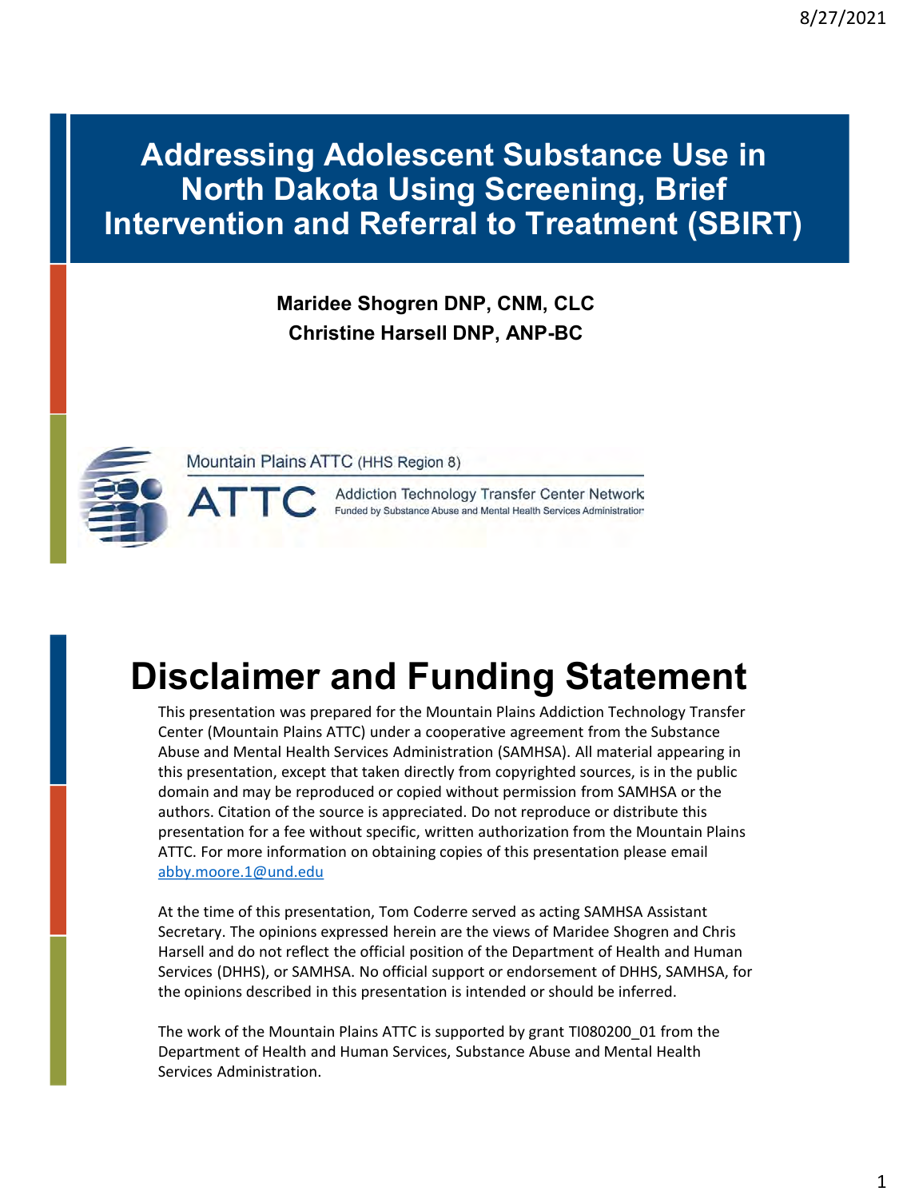# Addressing Adolescent Substance Use in North Dakota Using Screening, Brief Intervention and Referral to Treatment (SBIRT)

**Maridee Shogren DNP, CNM, CLC**
**Christine Harsell DNP, ANP-BC**

Mountain Plains ATTC (HHS Region 8)

ATTC Addiction Technology Transfer Center Network
Funded by Substance Abuse and Mental Health Services Administration

# Disclaimer and Funding Statement

This presentation was prepared for the Mountain Plains Addiction Technology Transfer Center (Mountain Plains ATTC) under a cooperative agreement from the Substance Abuse and Mental Health Services Administration (SAMHSA). All material appearing in this presentation, except that taken directly from copyrighted sources, is in the public domain and may be reproduced or copied without permission from SAMHSA or the authors. Citation of the source is appreciated. Do not reproduce or distribute this presentation for a fee without specific, written authorization from the Mountain Plains ATTC. For more information on obtaining copies of this presentation please email abby.moore.1@und.edu

At the time of this presentation, Tom Coderre served as acting SAMHSA Assistant Secretary. The opinions expressed herein are the views of Maridee Shogren and Chris Harsell and do not reflect the official position of the Department of Health and Human Services (DHHS), or SAMHSA. No official support or endorsement of DHHS, SAMHSA, for the opinions described in this presentation is intended or should be inferred.

The work of the Mountain Plains ATTC is supported by grant TI080200_01 from the Department of Health and Human Services, Substance Abuse and Mental Health Services Administration.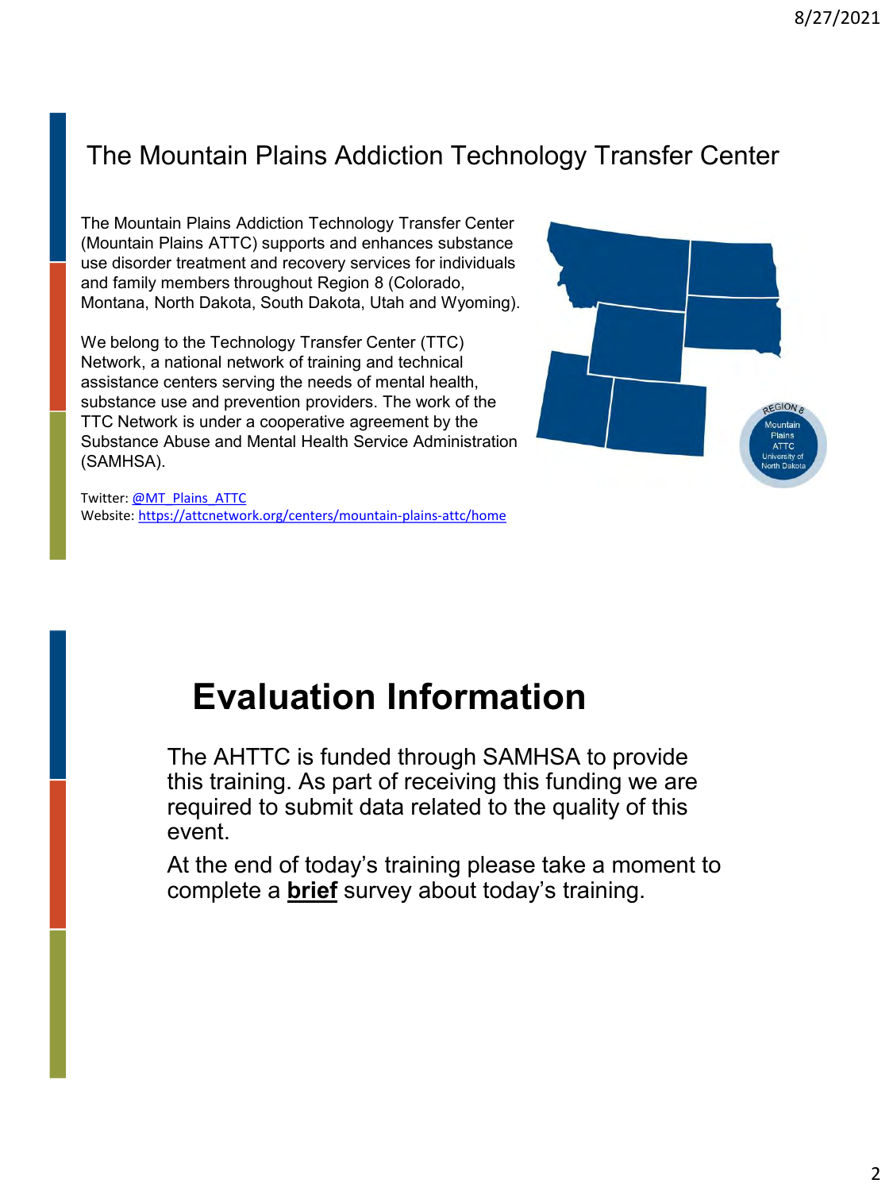## The Mountain Plains Addiction Technology Transfer Center

The Mountain Plains Addiction Technology Transfer Center (Mountain Plains ATTC) supports and enhances substance use disorder treatment and recovery services for individuals and family members throughout Region 8 (Colorado, Montana, North Dakota, South Dakota, Utah and Wyoming).

We belong to the Technology Transfer Center (TTC) Network, a national network of training and technical assistance centers serving the needs of mental health, substance use and prevention providers. The work of the TTC Network is under a cooperative agreement by the Substance Abuse and Mental Health Service Administration (SAMHSA).

Twitter: @MT_Plains_ATTC
Website: https://attcnetwork.org/centers/mountain-plains-attc/home

## Evaluation Information

The AHTTC is funded through SAMHSA to provide this training. As part of receiving this funding we are required to submit data related to the quality of this event.

At the end of today's training please take a moment to complete a **brief** survey about today's training.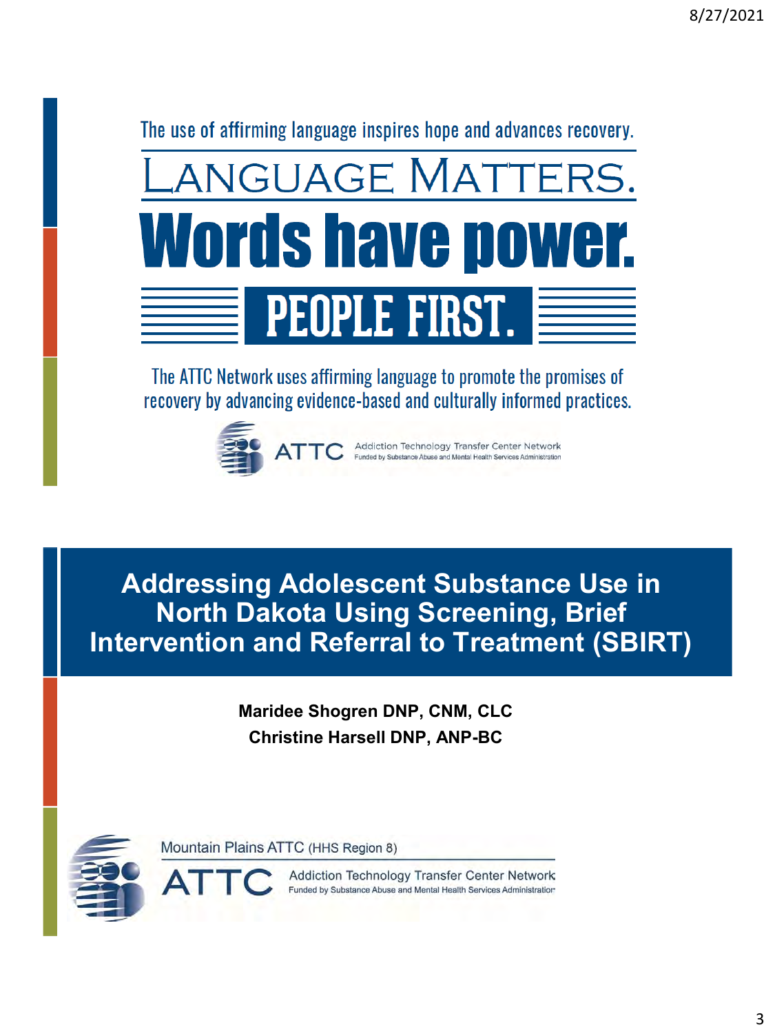The use of affirming language inspires hope and advances recovery.

# LANGUAGE MATTERS.

# Words have power.

## PEOPLE FIRST.

The ATTC Network uses affirming language to promote the promises of recovery by advancing evidence-based and culturally informed practices.

ATTC Addiction Technology Transfer Center Network
Funded by Substance Abuse and Mental Health Services Administration

# Addressing Adolescent Substance Use in North Dakota Using Screening, Brief Intervention and Referral to Treatment (SBIRT)

**Maridee Shogren DNP, CNM, CLC**
**Christine Harsell DNP, ANP-BC**

Mountain Plains ATTC (HHS Region 8)

ATTC Addiction Technology Transfer Center Network
Funded by Substance Abuse and Mental Health Services Administration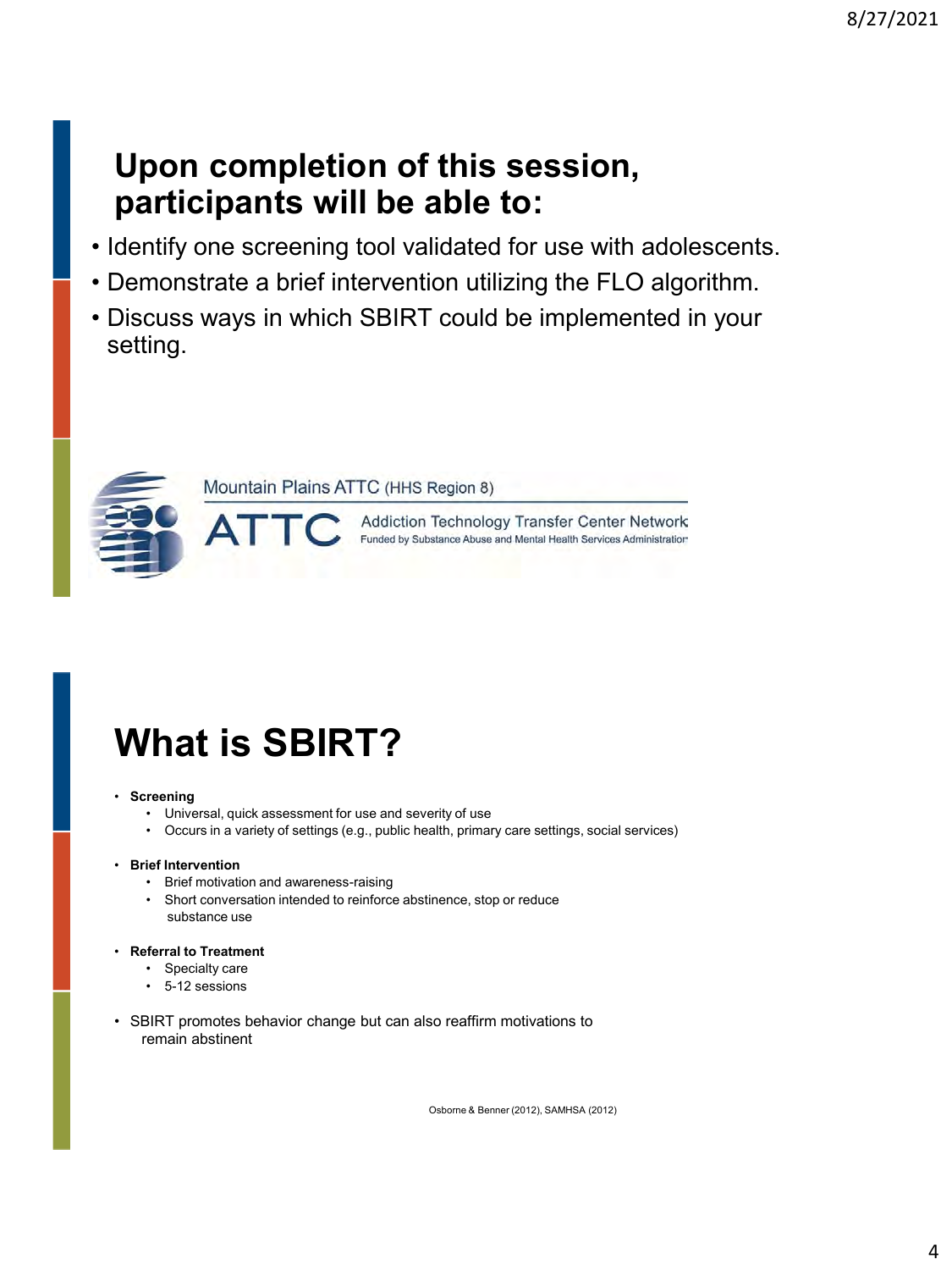## Upon completion of this session, participants will be able to:

- Identify one screening tool validated for use with adolescents.
- Demonstrate a brief intervention utilizing the FLO algorithm.
- Discuss ways in which SBIRT could be implemented in your setting.

Mountain Plains ATTC (HHS Region 8)

ATTC Addiction Technology Transfer Center Network
Funded by Substance Abuse and Mental Health Services Administration

## What is SBIRT?

- **Screening**
  - Universal, quick assessment for use and severity of use
  - Occurs in a variety of settings (e.g., public health, primary care settings, social services)
- **Brief Intervention**
  - Brief motivation and awareness-raising
  - Short conversation intended to reinforce abstinence, stop or reduce substance use
- **Referral to Treatment**
  - Specialty care
  - 5-12 sessions
- SBIRT promotes behavior change but can also reaffirm motivations to remain abstinent

Osborne & Benner (2012), SAMHSA (2012)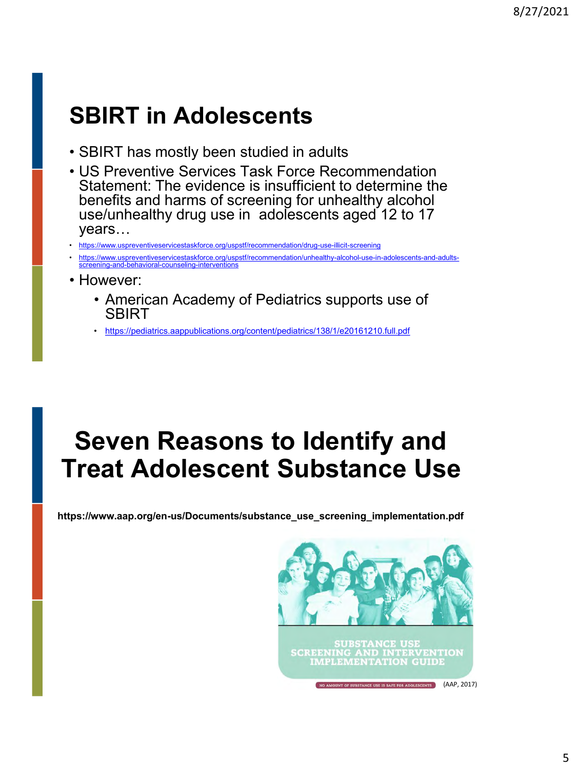# SBIRT in Adolescents

- SBIRT has mostly been studied in adults
- US Preventive Services Task Force Recommendation Statement: The evidence is insufficient to determine the benefits and harms of screening for unhealthy alcohol use/unhealthy drug use in adolescents aged 12 to 17 years…
- https://www.uspreventiveservicestaskforce.org/uspstf/recommendation/drug-use-illicit-screening
- https://www.uspreventiveservicestaskforce.org/uspstf/recommendation/unhealthy-alcohol-use-in-adolescents-and-adults-screening-and-behavioral-counseling-interventions
- However:
  - American Academy of Pediatrics supports use of SBIRT
  - https://pediatrics.aappublications.org/content/pediatrics/138/1/e20161210.full.pdf

# Seven Reasons to Identify and Treat Adolescent Substance Use

**https://www.aap.org/en-us/Documents/substance_use_screening_implementation.pdf**

SUBSTANCE USE SCREENING AND INTERVENTION IMPLEMENTATION GUIDE

NO AMOUNT OF SUBSTANCE USE IS SAFE FOR ADOLESCENTS

(AAP, 2017)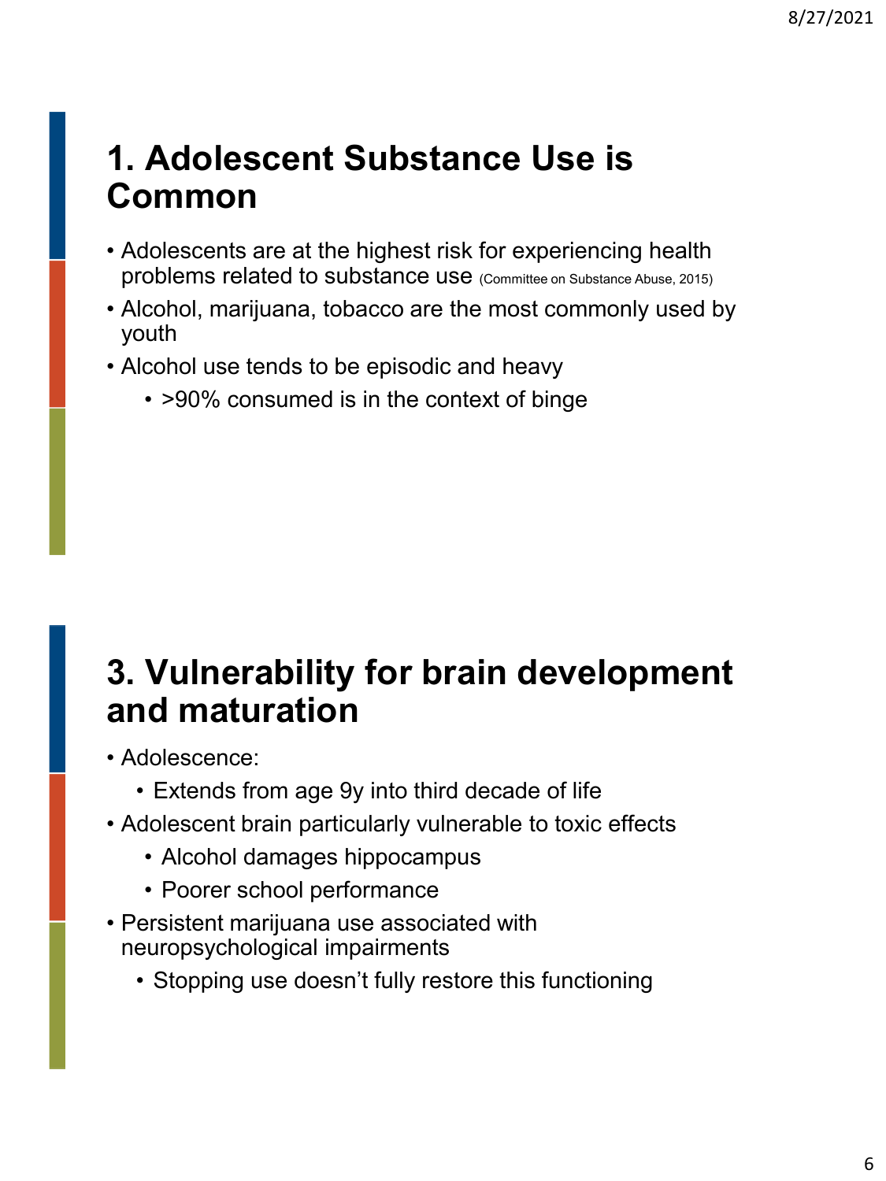# 1. Adolescent Substance Use is Common

- Adolescents are at the highest risk for experiencing health problems related to substance use (Committee on Substance Abuse, 2015)
- Alcohol, marijuana, tobacco are the most commonly used by youth
- Alcohol use tends to be episodic and heavy
  - >90% consumed is in the context of binge

# 3. Vulnerability for brain development and maturation

- Adolescence:
  - Extends from age 9y into third decade of life
- Adolescent brain particularly vulnerable to toxic effects
  - Alcohol damages hippocampus
  - Poorer school performance
- Persistent marijuana use associated with neuropsychological impairments
  - Stopping use doesn't fully restore this functioning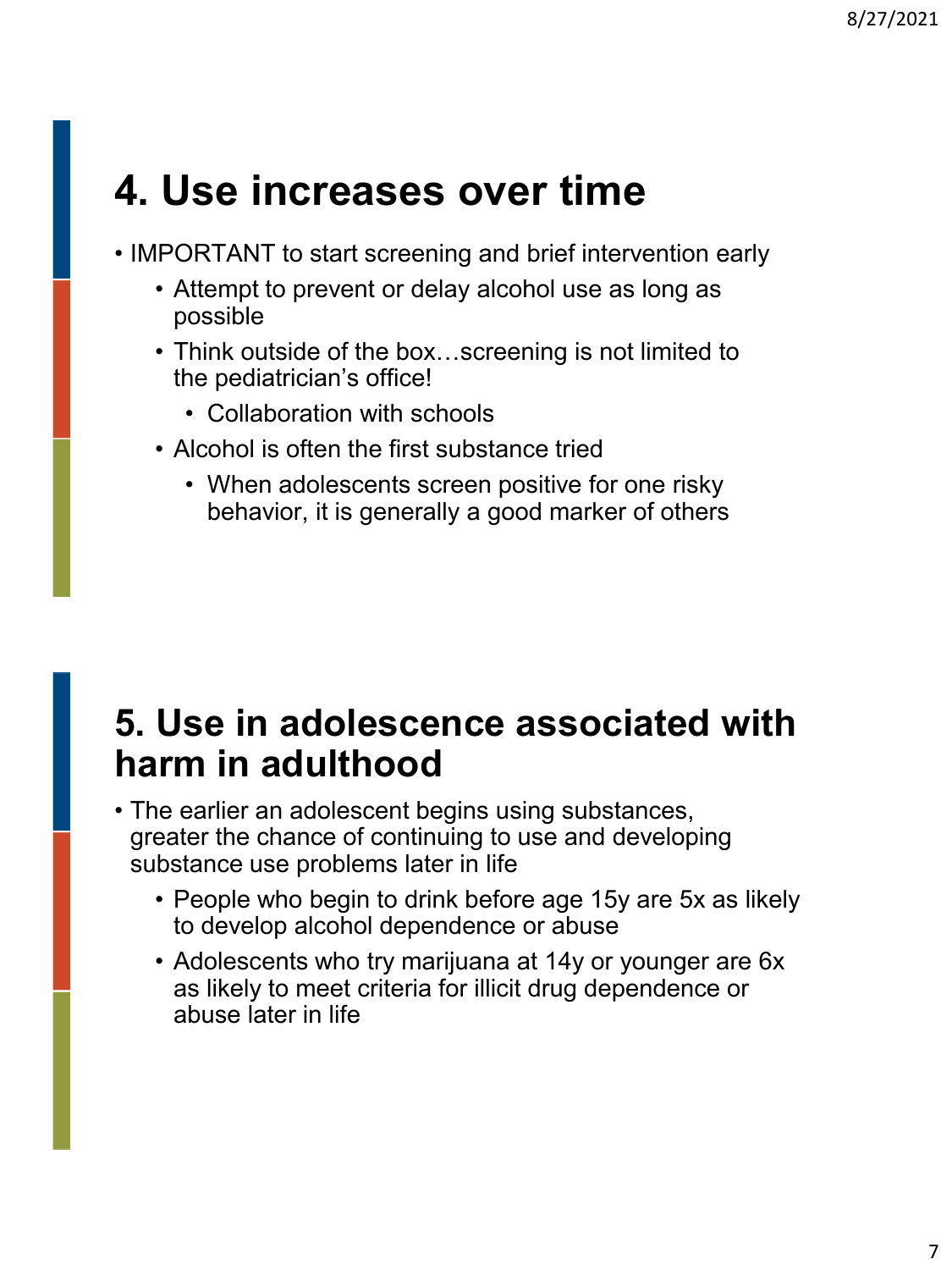# 4. Use increases over time

- IMPORTANT to start screening and brief intervention early
  - Attempt to prevent or delay alcohol use as long as possible
  - Think outside of the box…screening is not limited to the pediatrician's office!
    - Collaboration with schools
  - Alcohol is often the first substance tried
    - When adolescents screen positive for one risky behavior, it is generally a good marker of others

# 5. Use in adolescence associated with harm in adulthood

- The earlier an adolescent begins using substances, greater the chance of continuing to use and developing substance use problems later in life
  - People who begin to drink before age 15y are 5x as likely to develop alcohol dependence or abuse
  - Adolescents who try marijuana at 14y or younger are 6x as likely to meet criteria for illicit drug dependence or abuse later in life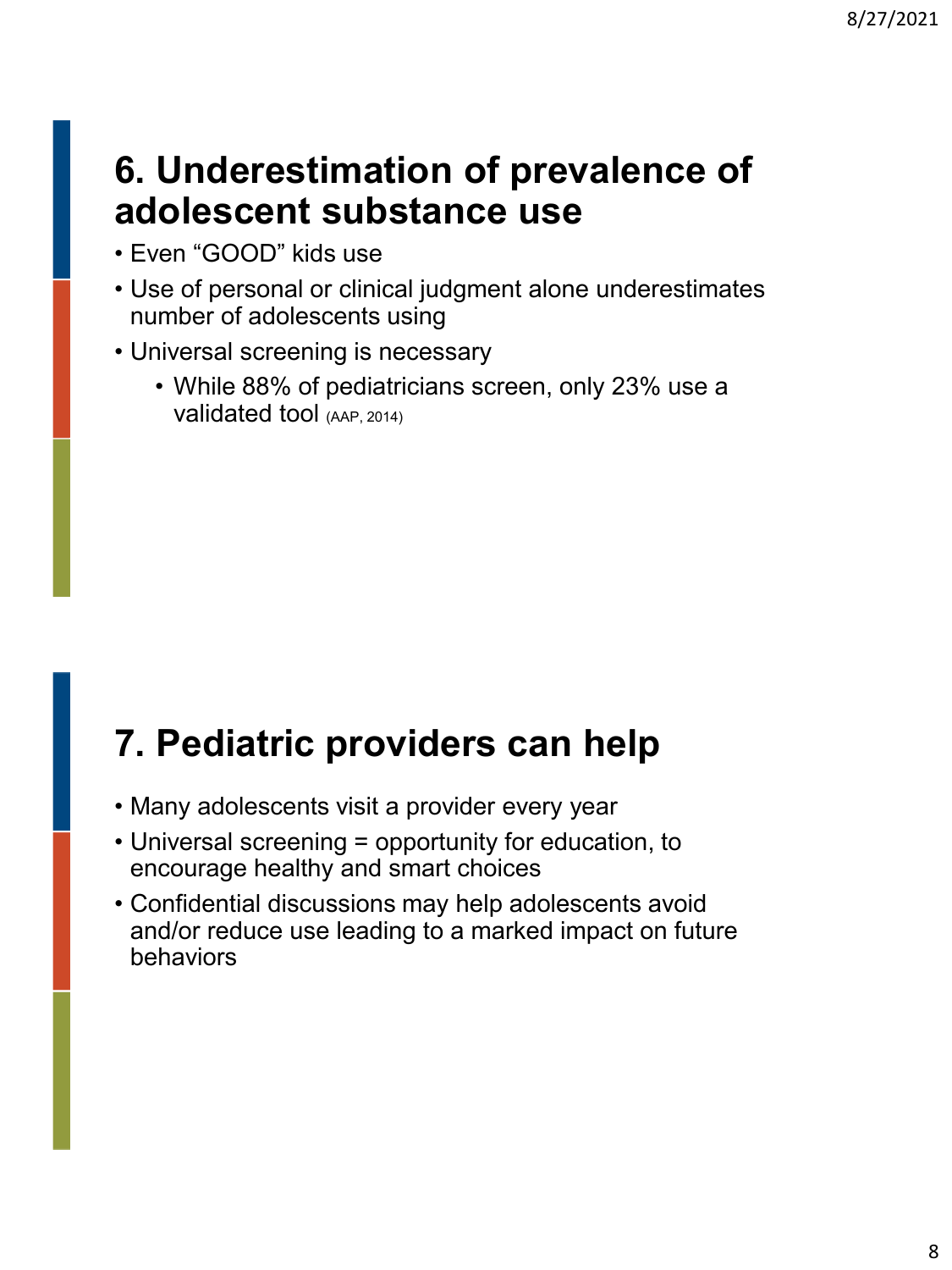## 6. Underestimation of prevalence of adolescent substance use

- Even "GOOD" kids use
- Use of personal or clinical judgment alone underestimates number of adolescents using
- Universal screening is necessary
  - While 88% of pediatricians screen, only 23% use a validated tool (AAP, 2014)

## 7. Pediatric providers can help

- Many adolescents visit a provider every year
- Universal screening = opportunity for education, to encourage healthy and smart choices
- Confidential discussions may help adolescents avoid and/or reduce use leading to a marked impact on future behaviors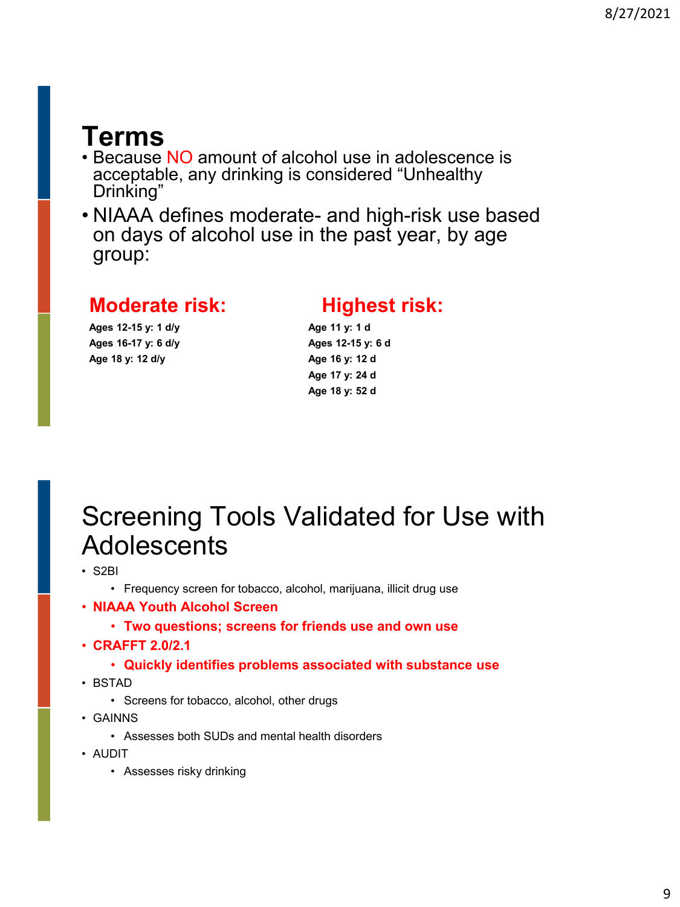## Terms

- Because NO amount of alcohol use in adolescence is acceptable, any drinking is considered "Unhealthy Drinking"
- NIAAA defines moderate- and high-risk use based on days of alcohol use in the past year, by age group:

**Moderate risk:**

**Ages 12-15 y: 1 d/y**
**Ages 16-17 y: 6 d/y**
**Age 18 y: 12 d/y**

**Highest risk:**

**Age 11 y: 1 d**
**Ages 12-15 y: 6 d**
**Age 16 y: 12 d**
**Age 17 y: 24 d**
**Age 18 y: 52 d**

## Screening Tools Validated for Use with Adolescents

- S2BI
  - Frequency screen for tobacco, alcohol, marijuana, illicit drug use
- **NIAAA Youth Alcohol Screen**
  - **Two questions; screens for friends use and own use**
- **CRAFFT 2.0/2.1**
  - **Quickly identifies problems associated with substance use**
- BSTAD
  - Screens for tobacco, alcohol, other drugs
- GAINNS
  - Assesses both SUDs and mental health disorders
- AUDIT
  - Assesses risky drinking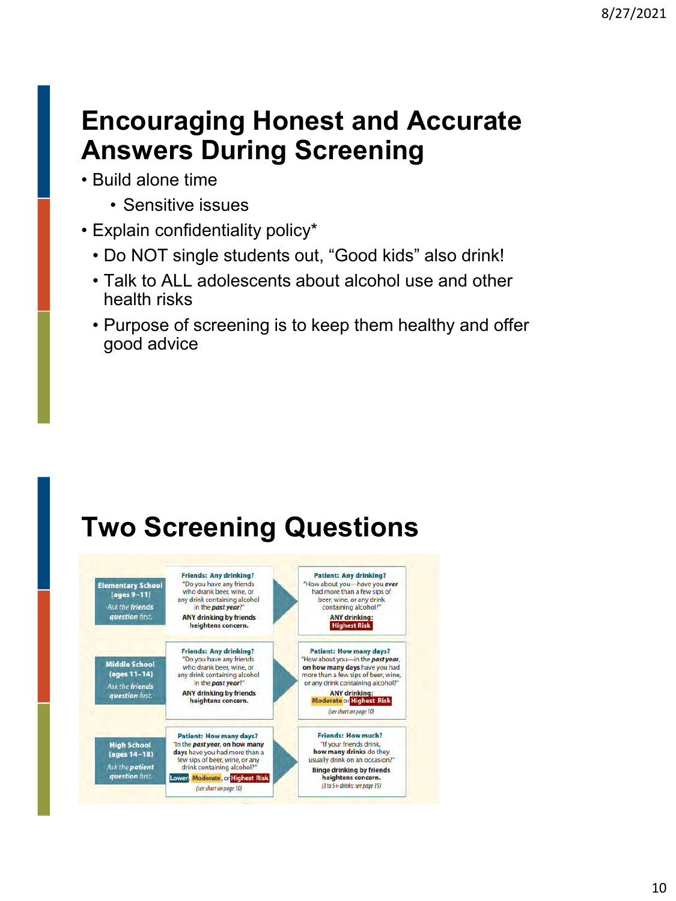# Encouraging Honest and Accurate Answers During Screening

- Build alone time
  - Sensitive issues
- Explain confidentiality policy*
  - Do NOT single students out, "Good kids" also drink!
  - Talk to ALL adolescents about alcohol use and other health risks
  - Purpose of screening is to keep them healthy and offer good advice

# Two Screening Questions

| | | |
|---|---|---|
| **Elementary School (ages 9–11)** *Ask the friends question first.* | **Friends: Any drinking?** "Do you have any friends who drank beer, wine, or any drink containing alcohol in the ***past year***?" **ANY drinking by friends heightens concern.** | **Patient: Any drinking?** "How about you—have you ***ever*** had more than a few sips of beer, wine, or any drink containing alcohol?" **ANY drinking:** **Highest Risk** |
| **Middle School (ages 11–14)** *Ask the friends question first.* | **Friends: Any drinking?** "Do you have any friends who drank beer, wine, or any drink containing alcohol in the ***past year***?" **ANY drinking by friends heightens concern.** | **Patient: How many days?** "How about you—in the ***past year***, **on how many days** have you had more than a few sips of beer, wine, or any drink containing alcohol?" **ANY drinking:** **Moderate** or **Highest Risk** *(see chart on page 10)* |
| **High School (ages 14–18)** *Ask the patient question first.* | **Patient: How many days?** "In the ***past year***, **on how many days** have you had more than a few sips of beer, wine, or any drink containing alcohol?" **Lower**, **Moderate**, or **Highest Risk** *(see chart on page 10)* | **Friends: How much?** "If your friends drink, **how many drinks** do they usually drink on an occasion?" **Binge drinking by friends heightens concern.** *(3 to 5+ drinks; see page 15)* |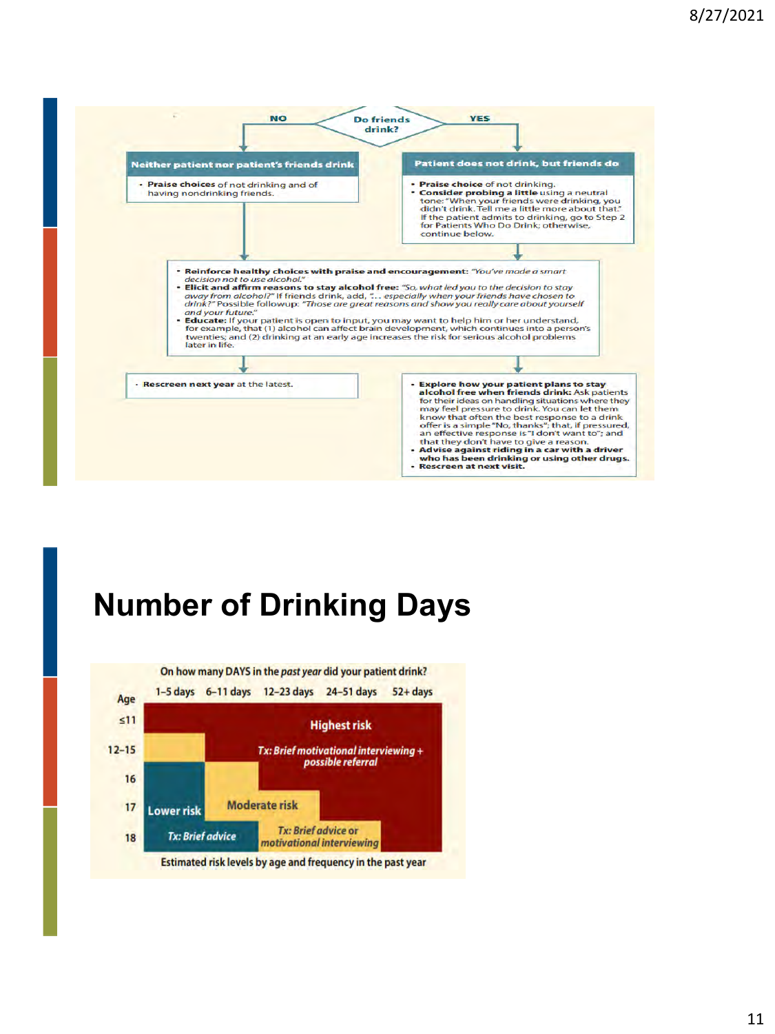**Do friends drink?**

**NO** → **Neither patient nor patient's friends drink**

- **Praise choices** of not drinking and of having nondrinking friends.

**YES** → **Patient does not drink, but friends do**

- **Praise choice** of not drinking.
- **Consider probing a little** using a neutral tone: "When your friends were drinking, you didn't drink. Tell me a little more about that." If the patient admits to drinking, go to Step 2 for Patients Who Do Drink; otherwise, continue below.

- **Reinforce healthy choices with praise and encouragement:** *"You've made a smart decision not to use alcohol."*
- **Elicit and affirm reasons to stay alcohol free:** *"So, what led you to the decision to stay away from alcohol?"* If friends drink, add, *"... especially when your friends have chosen to drink?"* Possible followup: *"Those are great reasons and show you really care about yourself and your future."*
- **Educate:** If your patient is open to input, you may want to help him or her understand, for example, that (1) alcohol can affect brain development, which continues into a person's twenties; and (2) drinking at an early age increases the risk for serious alcohol problems later in life.

(No) - **Rescreen next year** at the latest.

(Yes)

- **Explore how your patient plans to stay alcohol free when friends drink:** Ask patients for their ideas on handling situations where they may feel pressure to drink. You can let them know that often the best response to a drink offer is a simple "No, thanks"; that, if pressured, an effective response is "I don't want to"; and that they don't have to give a reason.
- **Advise against riding in a car with a driver who has been drinking or using other drugs.**
- **Rescreen at next visit.**

# Number of Drinking Days

On how many DAYS in the *past year* did your patient drink?

| Age | 1–5 days | 6–11 days | 12–23 days | 24–51 days | 52+ days |
|---|---|---|---|---|---|
| ≤11 | Highest risk | Highest risk | Highest risk | Highest risk | Highest risk |
| 12–15 | Moderate risk | Highest risk | Highest risk | Highest risk | Highest risk |
| 16 | Lower risk | Moderate risk | Highest risk | Highest risk | Highest risk |
| 17 | Lower risk | Moderate risk | Moderate risk | Highest risk | Highest risk |
| 18 | Lower risk | Moderate risk | Moderate risk | Moderate risk | Highest risk |

- Lower risk — *Tx: Brief advice*
- Moderate risk — *Tx: Brief advice or motivational interviewing*
- Highest risk — *Tx: Brief motivational interviewing + possible referral*

Estimated risk levels by age and frequency in the past year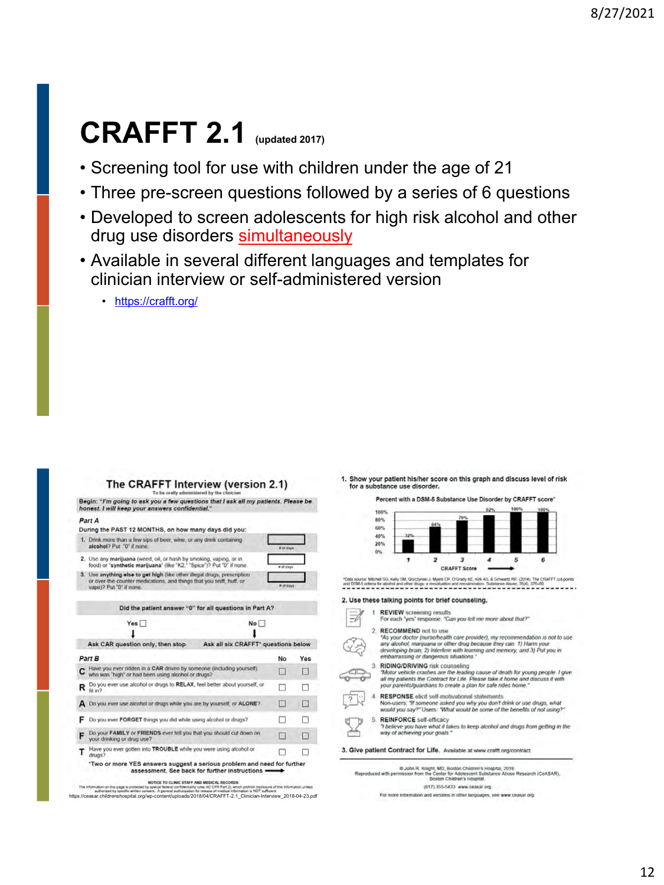# CRAFFT 2.1 (updated 2017)

- Screening tool for use with children under the age of 21
- Three pre-screen questions followed by a series of 6 questions
- Developed to screen adolescents for high risk alcohol and other drug use disorders simultaneously
- Available in several different languages and templates for clinician interview or self-administered version
  - https://crafft.org/

## The CRAFFT Interview (version 2.1)

To be orally administered by the clinician

**Begin:** *"I'm going to ask you a few questions that I ask all my patients. Please be honest. I will keep your answers confidential."*

**Part A**

**During the PAST 12 MONTHS, on how many days did you:**

1. Drink more than a few sips of beer, wine, or any drink containing **alcohol**? Put "0" if none. ____ # of days
2. Use any **marijuana** (weed, oil, or hash by smoking, vaping, or in food) or **"synthetic marijuana"** (like "K2," "Spice")? Put "0" if none. ____ # of days
3. Use **anything else to get high** (like other illegal drugs, prescription or over-the-counter medications, and things that you sniff, huff, or vape)? Put "0" if none. ____ # of days

**Did the patient answer "0" for all questions in Part A?**

| Yes ☐ | No ☐ |
|---|---|
| Ask CAR question only, then stop | Ask all six CRAFFT* questions below |

**Part B**

| | | No | Yes |
|---|---|---|---|
| **C** | Have you ever ridden in a **CAR** driven by someone (including yourself) who was "high" or had been using alcohol or drugs? | ☐ | ☐ |
| **R** | Do you ever use alcohol or drugs to **RELAX**, feel better about yourself, or fit in? | ☐ | ☐ |
| **A** | Do you ever use alcohol or drugs while you are by yourself, or **ALONE**? | ☐ | ☐ |
| **F** | Do you ever **FORGET** things you did while using alcohol or drugs? | ☐ | ☐ |
| **F** | Do your **FAMILY** or **FRIENDS** ever tell you that you should cut down on your drinking or drug use? | ☐ | ☐ |
| **T** | Have you ever gotten into **TROUBLE** while you were using alcohol or drugs? | ☐ | ☐ |

*Two or more YES answers suggest a serious problem and need for further assessment. See back for further instructions →

NOTICE TO CLINIC STAFF AND MEDICAL RECORDS:
The information on this page is protected by special federal confidentiality rules (42 CFR Part 2), which prohibit disclosure of this information unless authorized by specific written consent. A general authorization for release of medical information is NOT sufficient.

https://ceasar.childrenshospital.org/wp-content/uploads/2018/04/CRAFFT-2.1_Clinician-Interview_2018-04-23.pdf

**1. Show your patient his/her score on this graph and discuss level of risk for a substance use disorder.**

Percent with a DSM-5 Substance Use Disorder by CRAFFT score*

| CRAFFT Score | 1 | 2 | 3 | 4 | 5 | 6 |
|---|---|---|---|---|---|---|
| Percent | 32% | 64% | 79% | 92% | 100% | 100% |

*Data source: Mitchell SG, Kelly SM, Gryczynski J, Myers CP, O'Grady KE, Kirk AS, & Schwartz RP. (2014). The CRAFFT cut-points and DSM-5 criteria for alcohol and other drugs: a reevaluation and reexamination. Substance Abuse, 35(4), 376–80.

**2. Use these talking points for brief counseling.**

1. **REVIEW** screening results
   For each "yes" response: *"Can you tell me more about that?"*
2. **RECOMMEND** not to use
   *"As your doctor (nurse/health care provider), my recommendation is not to use any alcohol, marijuana or other drug because they can: 1) Harm your developing brain; 2) Interfere with learning and memory, and 3) Put you in embarrassing or dangerous situations."*
3. **RIDING/DRIVING** risk counseling
   *"Motor vehicle crashes are the leading cause of death for young people. I give all my patients the Contract for Life. Please take it home and discuss it with your parents/guardians to create a plan for safe rides home."*
4. **RESPONSE** elicit self-motivational statements
   Non-users: *"If someone asked you why you don't drink or use drugs, what would you say?"* Users: *"What would be some of the benefits of not using?"*
5. **REINFORCE** self-efficacy
   *"I believe you have what it takes to keep alcohol and drugs from getting in the way of achieving your goals."*

**3. Give patient Contract for Life.** Available at www.crafft.org/contract

© John R. Knight, MD, Boston Children's Hospital, 2018.
Reproduced with permission from the Center for Adolescent Substance Abuse Research (CeASAR), Boston Children's Hospital.
(617) 355-5433 www.ceasar.org
For more information and versions in other languages, see www.ceasar.org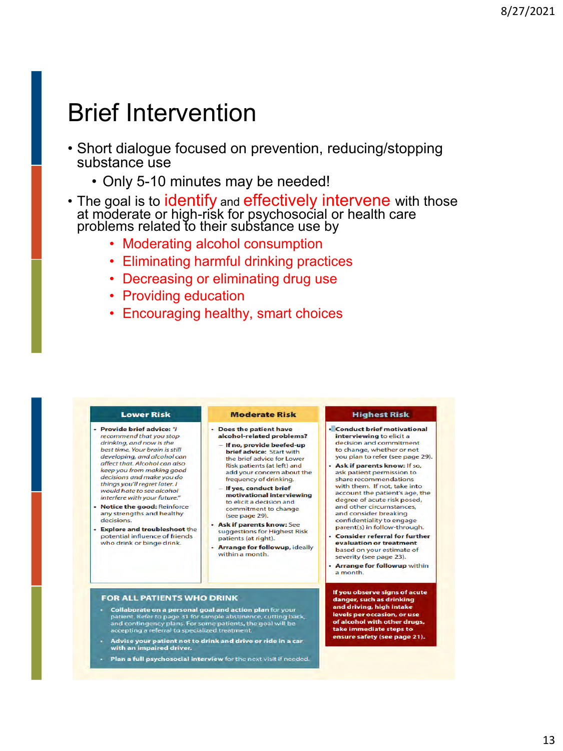# Brief Intervention

- Short dialogue focused on prevention, reducing/stopping substance use
  - Only 5-10 minutes may be needed!
- The goal is to identify and effectively intervene with those at moderate or high-risk for psychosocial or health care problems related to their substance use by
  - Moderating alcohol consumption
  - Eliminating harmful drinking practices
  - Decreasing or eliminating drug use
  - Providing education
  - Encouraging healthy, smart choices

| Lower Risk | Moderate Risk | Highest Risk |
|---|---|---|
| • **Provide brief advice:** *"I recommend that you stop drinking, and now is the best time. Your brain is still developing, and alcohol can affect that. Alcohol can also keep you from making good decisions and make you do things you'll regret later. I would hate to see alcohol interfere with your future."*<br>• **Notice the good:** Reinforce any strengths and healthy decisions.<br>• **Explore and troubleshoot** the potential influence of friends who drink or binge drink. | • **Does the patient have alcohol-related problems?**<br>– **If no, provide beefed-up brief advice:** Start with the brief advice for Lower Risk patients (at left) and add your concern about the frequency of drinking.<br>– **If yes, conduct brief motivational interviewing** to elicit a decision and commitment to change (see page 29).<br>• **Ask if parents know:** See suggestions for Highest Risk patients (at right).<br>• **Arrange for followup,** ideally within a month. | • **Conduct brief motivational interviewing** to elicit a decision and commitment to change, whether or not you plan to refer (see page 29).<br>• **Ask if parents know:** If so, ask patient permission to share recommendations with them. If not, take into account the patient's age, the degree of acute risk posed, and other circumstances, and consider breaking confidentiality to engage parent(s) in follow-through.<br>• **Consider referral for further evaluation or treatment** based on your estimate of severity (see page 23).<br>• **Arrange for followup** within a month. |

**FOR ALL PATIENTS WHO DRINK**

- **Collaborate on a personal goal and action plan** for your patient. Refer to page 31 for sample abstinence, cutting back, and contingency plans. For some patients, the goal will be accepting a referral to specialized treatment.
- **Advise your patient not to drink and drive or ride in a car with an impaired driver.**
- **Plan a full psychosocial interview** for the next visit if needed.

**If you observe signs of acute danger, such as drinking and driving, high intake levels per occasion, or use of alcohol with other drugs, take immediate steps to ensure safety (see page 21).**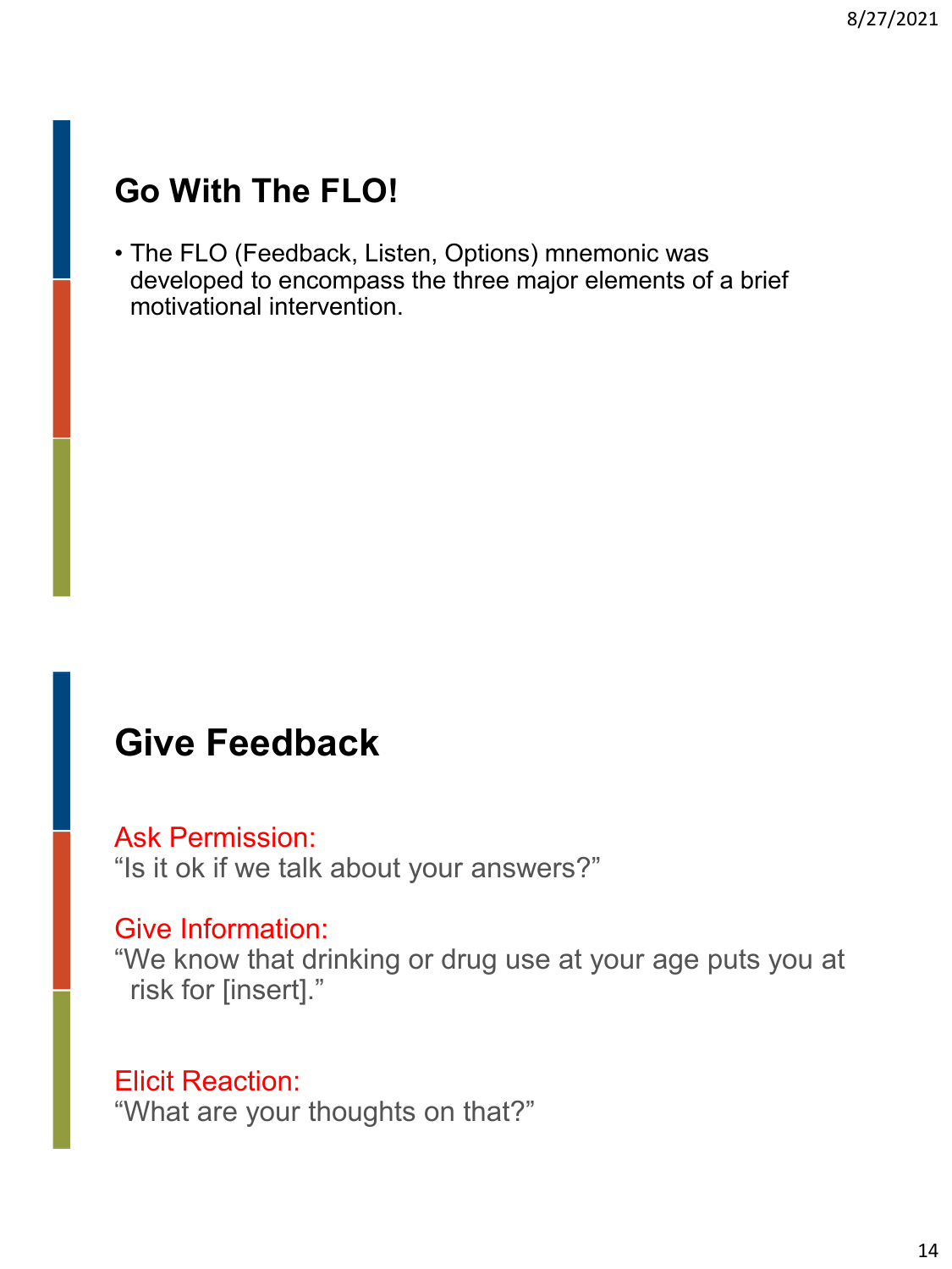## Go With The FLO!

- The FLO (Feedback, Listen, Options) mnemonic was developed to encompass the three major elements of a brief motivational intervention.

## Give Feedback

Ask Permission:
"Is it ok if we talk about your answers?"

Give Information:
"We know that drinking or drug use at your age puts you at risk for [insert]."

Elicit Reaction:
"What are your thoughts on that?"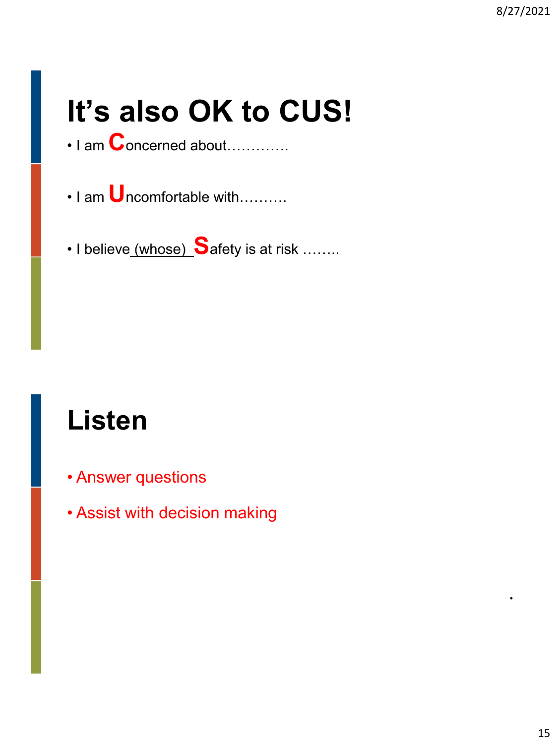# It's also OK to CUS!

- I am **C**oncerned about…………
- I am **U**ncomfortable with……….
- I believe (whose) **S**afety is at risk ……..

# Listen

- Answer questions
- Assist with decision making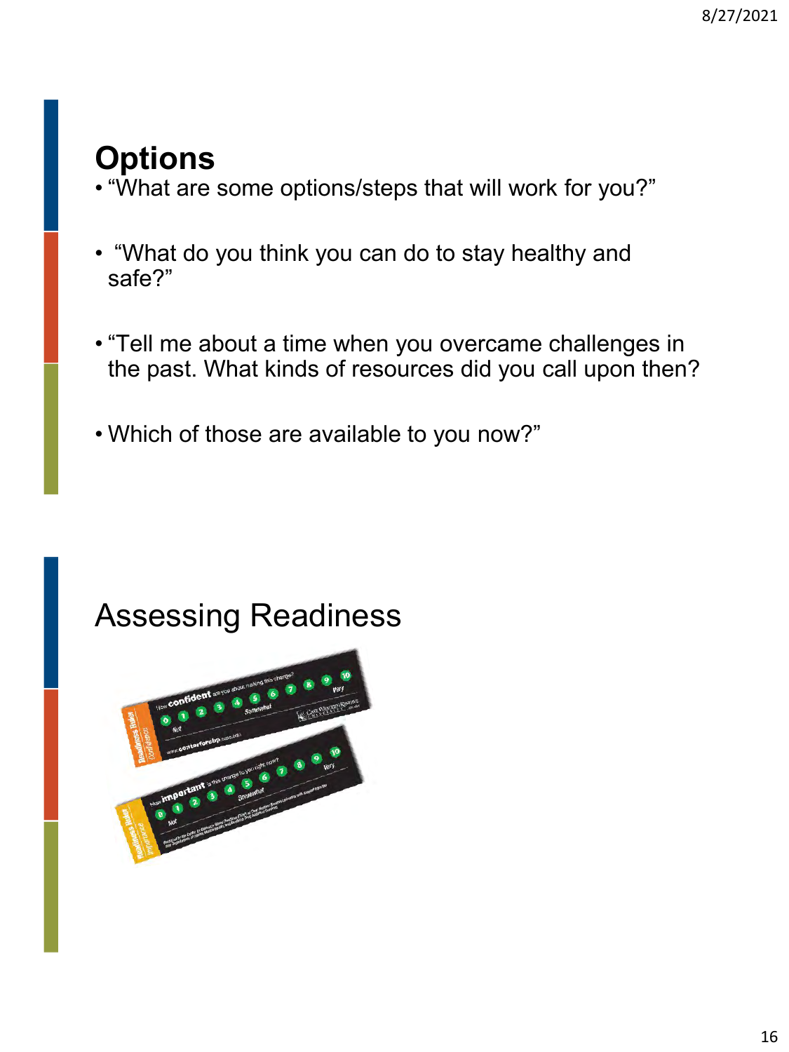## Options

- "What are some options/steps that will work for you?"
- "What do you think you can do to stay healthy and safe?"
- "Tell me about a time when you overcame challenges in the past. What kinds of resources did you call upon then?
- Which of those are available to you now?"

## Assessing Readiness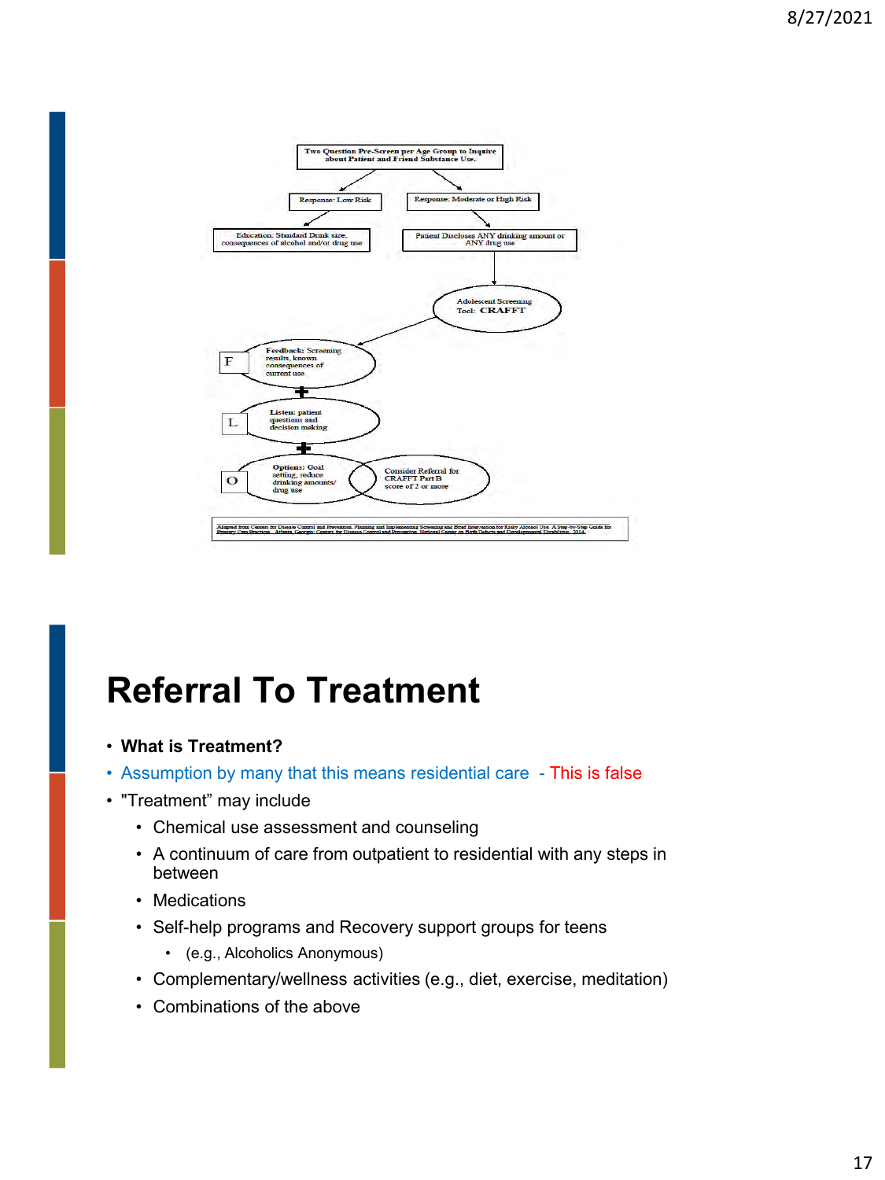Two Question Pre-Screen per Age Group to Inquire about Patient and Friend Substance Use.

Response: Low Risk

Response: Moderate or High Risk

Education: Standard Drink size, consequences of alcohol and/or drug use

Patient Discloses ANY drinking amount or ANY drug use

Adolescent Screening Tool: CRAFFT

F — Feedback: Screening results, known consequences of current use

+

L — Listen: patient questions and decision making

+

O — Options: Goal setting, reduce drinking amounts/ drug use

Consider Referral for CRAFFT Part B score of 2 or more

Adapted from Centers for Disease Control and Prevention. Planning and Implementing Screening and Brief Intervention for Risky Alcohol Use. A Step-by-Step Guide for Primary Care Practices. Atlanta, Georgia: Centers for Disease Control and Prevention, National Center on Birth Defects and Developmental Disabilities. 2014.

# Referral To Treatment

- **What is Treatment?**
- Assumption by many that this means residential care - This is false
- "Treatment" may include
  - Chemical use assessment and counseling
  - A continuum of care from outpatient to residential with any steps in between
  - Medications
  - Self-help programs and Recovery support groups for teens
    - (e.g., Alcoholics Anonymous)
  - Complementary/wellness activities (e.g., diet, exercise, meditation)
  - Combinations of the above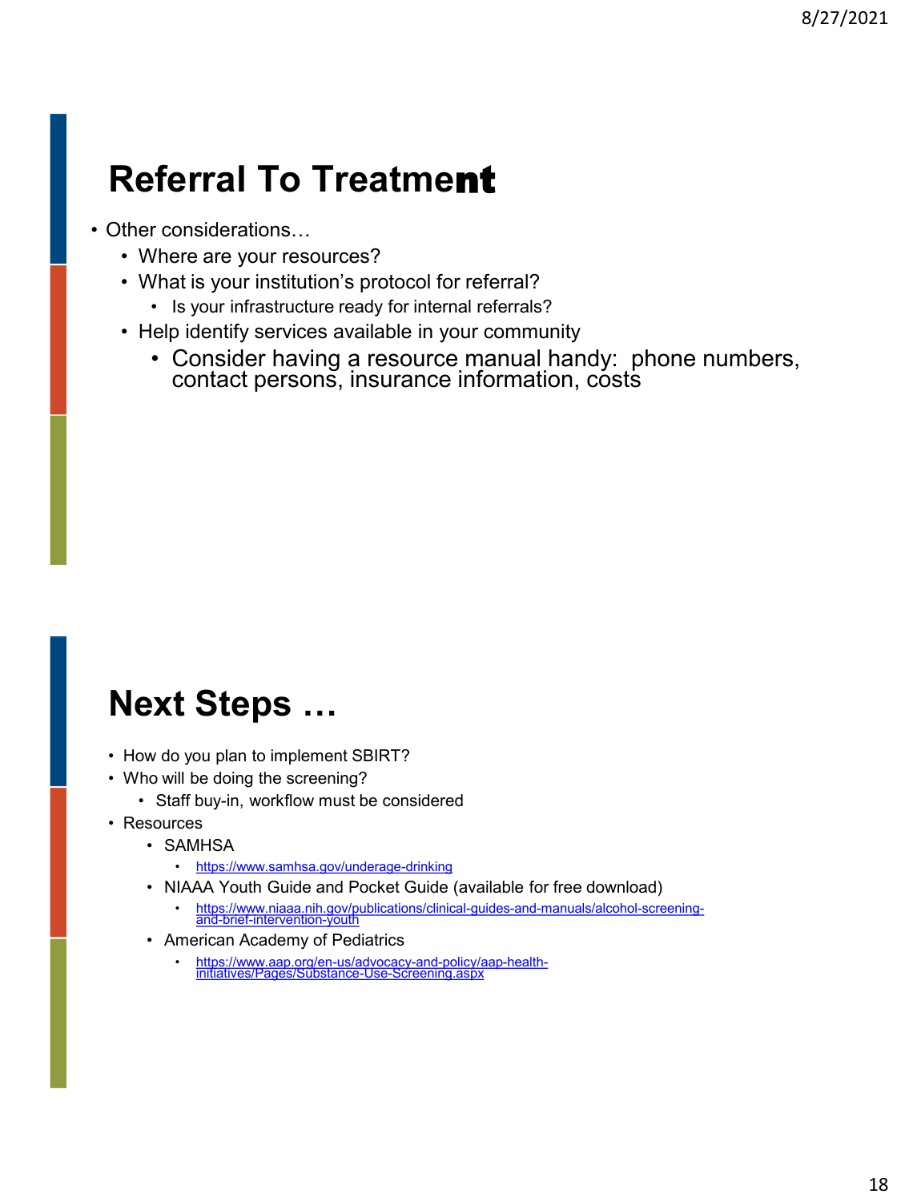# Referral To Treatment

- Other considerations…
  - Where are your resources?
  - What is your institution's protocol for referral?
    - Is your infrastructure ready for internal referrals?
  - Help identify services available in your community
    - Consider having a resource manual handy: phone numbers, contact persons, insurance information, costs

# Next Steps …

- How do you plan to implement SBIRT?
- Who will be doing the screening?
  - Staff buy-in, workflow must be considered
- Resources
  - SAMHSA
    - https://www.samhsa.gov/underage-drinking
  - NIAAA Youth Guide and Pocket Guide (available for free download)
    - https://www.niaaa.nih.gov/publications/clinical-guides-and-manuals/alcohol-screening-and-brief-intervention-youth
  - American Academy of Pediatrics
    - https://www.aap.org/en-us/advocacy-and-policy/aap-health-initiatives/Pages/Substance-Use-Screening.aspx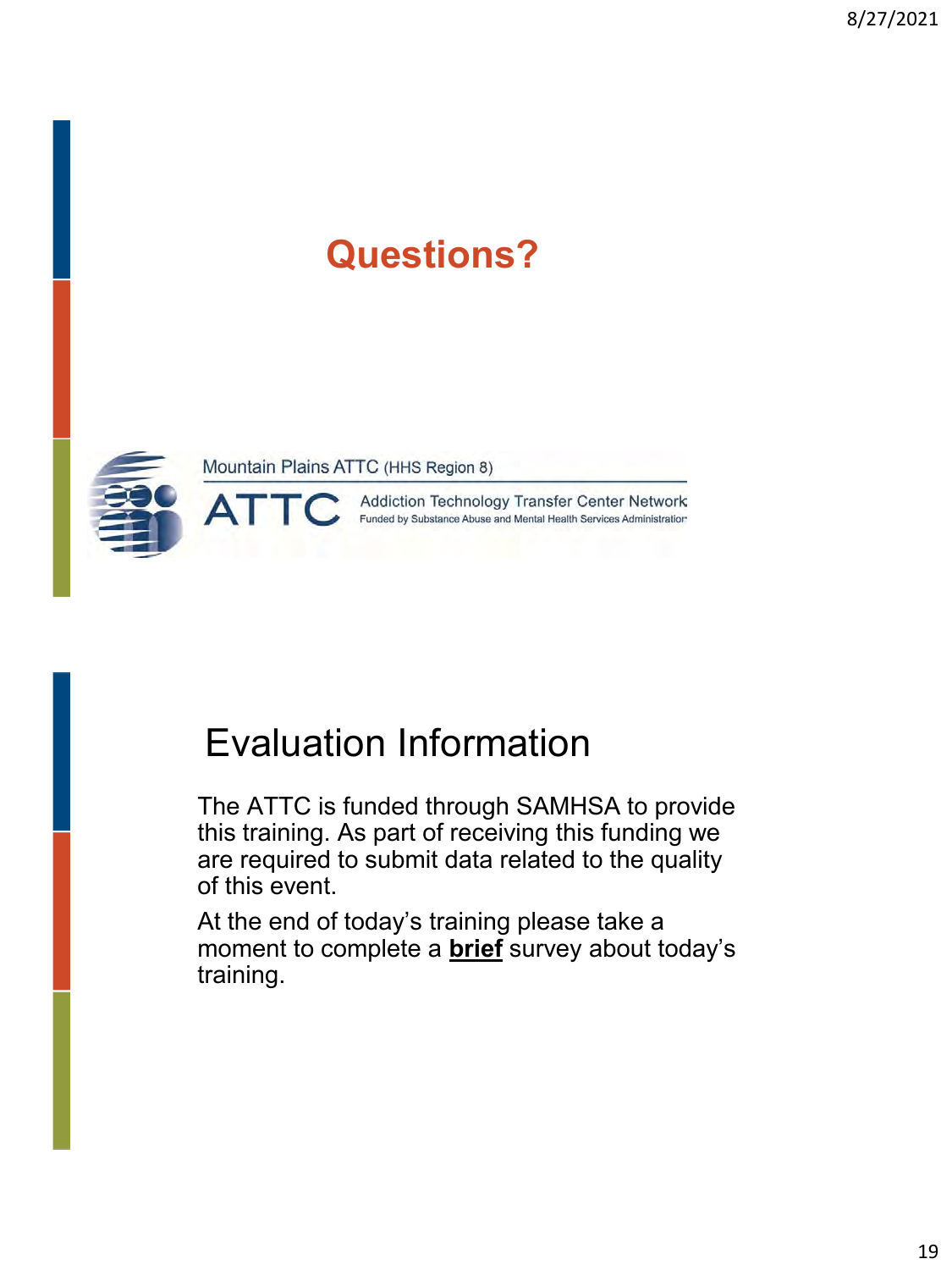## Questions?

Mountain Plains ATTC (HHS Region 8)

ATTC Addiction Technology Transfer Center Network

Funded by Substance Abuse and Mental Health Services Administration

## Evaluation Information

The ATTC is funded through SAMHSA to provide this training. As part of receiving this funding we are required to submit data related to the quality of this event.

At the end of today's training please take a moment to complete a **brief** survey about today's training.